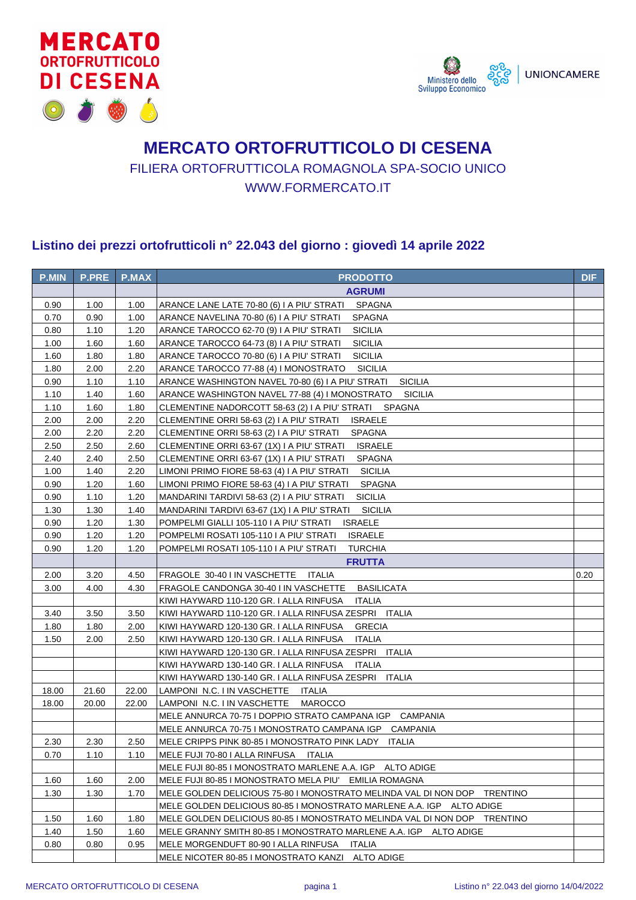# MERCATO ORTOFRUTTICOLO DI CESENA

FILIERA ORTOFRUTTICOLA ROMAGNOLA SPA-SOCIO UNICO

WWW.FORMERCATO.IT

## Listino dei prezzi ortofrutticoli n° 22.043 del giorno : giovedì 14 aprile 2022

| P.MIN | P.PRE | P.MAX | PRODOTTO | DIF |
|---|---|---|---|---|
| | | | **AGRUMI** | |
| 0.90 | 1.00 | 1.00 | ARANCE LANE LATE 70-80 (6) I A PIU' STRATI SPAGNA | |
| 0.70 | 0.90 | 1.00 | ARANCE NAVELINA 70-80 (6) I A PIU' STRATI SPAGNA | |
| 0.80 | 1.10 | 1.20 | ARANCE TAROCCO 62-70 (9) I A PIU' STRATI SICILIA | |
| 1.00 | 1.60 | 1.60 | ARANCE TAROCCO 64-73 (8) I A PIU' STRATI SICILIA | |
| 1.60 | 1.80 | 1.80 | ARANCE TAROCCO 70-80 (6) I A PIU' STRATI SICILIA | |
| 1.80 | 2.00 | 2.20 | ARANCE TAROCCO 77-88 (4) I MONOSTRATO SICILIA | |
| 0.90 | 1.10 | 1.10 | ARANCE WASHINGTON NAVEL 70-80 (6) I A PIU' STRATI SICILIA | |
| 1.10 | 1.40 | 1.60 | ARANCE WASHINGTON NAVEL 77-88 (4) I MONOSTRATO SICILIA | |
| 1.10 | 1.60 | 1.80 | CLEMENTINE NADORCOTT 58-63 (2) I A PIU' STRATI SPAGNA | |
| 2.00 | 2.00 | 2.20 | CLEMENTINE ORRI 58-63 (2) I A PIU' STRATI ISRAELE | |
| 2.00 | 2.20 | 2.20 | CLEMENTINE ORRI 58-63 (2) I A PIU' STRATI SPAGNA | |
| 2.50 | 2.50 | 2.60 | CLEMENTINE ORRI 63-67 (1X) I A PIU' STRATI ISRAELE | |
| 2.40 | 2.40 | 2.50 | CLEMENTINE ORRI 63-67 (1X) I A PIU' STRATI SPAGNA | |
| 1.00 | 1.40 | 2.20 | LIMONI PRIMO FIORE 58-63 (4) I A PIU' STRATI SICILIA | |
| 0.90 | 1.20 | 1.60 | LIMONI PRIMO FIORE 58-63 (4) I A PIU' STRATI SPAGNA | |
| 0.90 | 1.10 | 1.20 | MANDARINI TARDIVI 58-63 (2) I A PIU' STRATI SICILIA | |
| 1.30 | 1.30 | 1.40 | MANDARINI TARDIVI 63-67 (1X) I A PIU' STRATI SICILIA | |
| 0.90 | 1.20 | 1.30 | POMPELMI GIALLI 105-110 I A PIU' STRATI ISRAELE | |
| 0.90 | 1.20 | 1.20 | POMPELMI ROSATI 105-110 I A PIU' STRATI ISRAELE | |
| 0.90 | 1.20 | 1.20 | POMPELMI ROSATI 105-110 I A PIU' STRATI TURCHIA | |
| | | | **FRUTTA** | |
| 2.00 | 3.20 | 4.50 | FRAGOLE 30-40 I IN VASCHETTE ITALIA | 0.20 |
| 3.00 | 4.00 | 4.30 | FRAGOLE CANDONGA 30-40 I IN VASCHETTE BASILICATA | |
| | | | KIWI HAYWARD 110-120 GR. I ALLA RINFUSA ITALIA | |
| 3.40 | 3.50 | 3.50 | KIWI HAYWARD 110-120 GR. I ALLA RINFUSA ZESPRI ITALIA | |
| 1.80 | 1.80 | 2.00 | KIWI HAYWARD 120-130 GR. I ALLA RINFUSA GRECIA | |
| 1.50 | 2.00 | 2.50 | KIWI HAYWARD 120-130 GR. I ALLA RINFUSA ITALIA | |
| | | | KIWI HAYWARD 120-130 GR. I ALLA RINFUSA ZESPRI ITALIA | |
| | | | KIWI HAYWARD 130-140 GR. I ALLA RINFUSA ITALIA | |
| | | | KIWI HAYWARD 130-140 GR. I ALLA RINFUSA ZESPRI ITALIA | |
| 18.00 | 21.60 | 22.00 | LAMPONI N.C. I IN VASCHETTE ITALIA | |
| 18.00 | 20.00 | 22.00 | LAMPONI N.C. I IN VASCHETTE MAROCCO | |
| | | | MELE ANNURCA 70-75 I DOPPIO STRATO CAMPANA IGP CAMPANIA | |
| | | | MELE ANNURCA 70-75 I MONOSTRATO CAMPANA IGP CAMPANIA | |
| 2.30 | 2.30 | 2.50 | MELE CRIPPS PINK 80-85 I MONOSTRATO PINK LADY ITALIA | |
| 0.70 | 1.10 | 1.10 | MELE FUJI 70-80 I ALLA RINFUSA ITALIA | |
| | | | MELE FUJI 80-85 I MONOSTRATO MARLENE A.A. IGP ALTO ADIGE | |
| 1.60 | 1.60 | 2.00 | MELE FUJI 80-85 I MONOSTRATO MELA PIU' EMILIA ROMAGNA | |
| 1.30 | 1.30 | 1.70 | MELE GOLDEN DELICIOUS 75-80 I MONOSTRATO MELINDA VAL DI NON DOP TRENTINO | |
| | | | MELE GOLDEN DELICIOUS 80-85 I MONOSTRATO MARLENE A.A. IGP ALTO ADIGE | |
| 1.50 | 1.60 | 1.80 | MELE GOLDEN DELICIOUS 80-85 I MONOSTRATO MELINDA VAL DI NON DOP TRENTINO | |
| 1.40 | 1.50 | 1.60 | MELE GRANNY SMITH 80-85 I MONOSTRATO MARLENE A.A. IGP ALTO ADIGE | |
| 0.80 | 0.80 | 0.95 | MELE MORGENDUFT 80-90 I ALLA RINFUSA ITALIA | |
| | | | MELE NICOTER 80-85 I MONOSTRATO KANZI ALTO ADIGE | |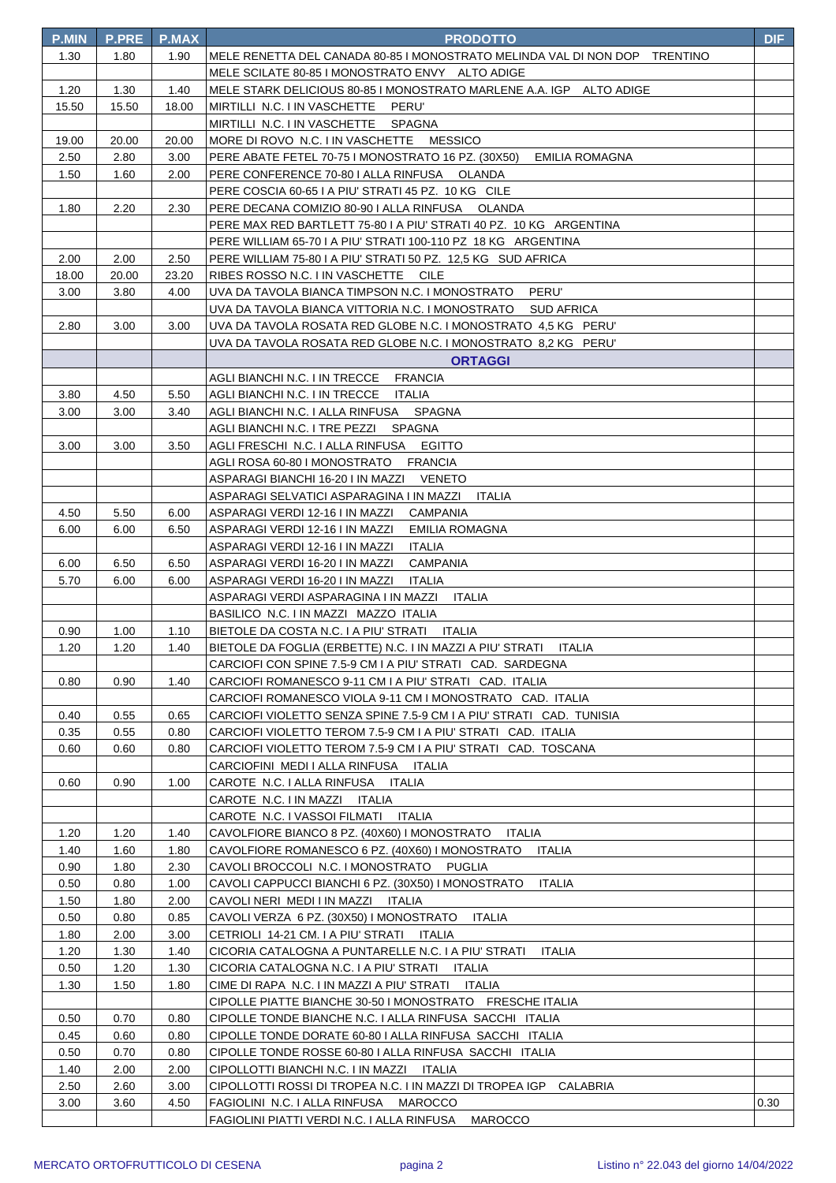| P.MIN | P.PRE | P.MAX | PRODOTTO | DIF |
|---|---|---|---|---|
| 1.30 | 1.80 | 1.90 | MELE RENETTA DEL CANADA 80-85 I MONOSTRATO MELINDA VAL DI NON DOP TRENTINO | |
| | | | MELE SCILATE 80-85 I MONOSTRATO ENVY ALTO ADIGE | |
| 1.20 | 1.30 | 1.40 | MELE STARK DELICIOUS 80-85 I MONOSTRATO MARLENE A.A. IGP ALTO ADIGE | |
| 15.50 | 15.50 | 18.00 | MIRTILLI N.C. I IN VASCHETTE PERU' | |
| | | | MIRTILLI N.C. I IN VASCHETTE SPAGNA | |
| 19.00 | 20.00 | 20.00 | MORE DI ROVO N.C. I IN VASCHETTE MESSICO | |
| 2.50 | 2.80 | 3.00 | PERE ABATE FETEL 70-75 I MONOSTRATO 16 PZ. (30X50) EMILIA ROMAGNA | |
| 1.50 | 1.60 | 2.00 | PERE CONFERENCE 70-80 I ALLA RINFUSA OLANDA | |
| | | | PERE COSCIA 60-65 I A PIU' STRATI 45 PZ. 10 KG CILE | |
| 1.80 | 2.20 | 2.30 | PERE DECANA COMIZIO 80-90 I ALLA RINFUSA OLANDA | |
| | | | PERE MAX RED BARTLETT 75-80 I A PIU' STRATI 40 PZ. 10 KG ARGENTINA | |
| | | | PERE WILLIAM 65-70 I A PIU' STRATI 100-110 PZ 18 KG ARGENTINA | |
| 2.00 | 2.00 | 2.50 | PERE WILLIAM 75-80 I A PIU' STRATI 50 PZ. 12,5 KG SUD AFRICA | |
| 18.00 | 20.00 | 23.20 | RIBES ROSSO N.C. I IN VASCHETTE CILE | |
| 3.00 | 3.80 | 4.00 | UVA DA TAVOLA BIANCA TIMPSON N.C. I MONOSTRATO PERU' | |
| | | | UVA DA TAVOLA BIANCA VITTORIA N.C. I MONOSTRATO SUD AFRICA | |
| 2.80 | 3.00 | 3.00 | UVA DA TAVOLA ROSATA RED GLOBE N.C. I MONOSTRATO 4,5 KG PERU' | |
| | | | UVA DA TAVOLA ROSATA RED GLOBE N.C. I MONOSTRATO 8,2 KG PERU' | |
| | | | **ORTAGGI** | |
| | | | AGLI BIANCHI N.C. I IN TRECCE FRANCIA | |
| 3.80 | 4.50 | 5.50 | AGLI BIANCHI N.C. I IN TRECCE ITALIA | |
| 3.00 | 3.00 | 3.40 | AGLI BIANCHI N.C. I ALLA RINFUSA SPAGNA | |
| | | | AGLI BIANCHI N.C. I TRE PEZZI SPAGNA | |
| 3.00 | 3.00 | 3.50 | AGLI FRESCHI N.C. I ALLA RINFUSA EGITTO | |
| | | | AGLI ROSA 60-80 I MONOSTRATO FRANCIA | |
| | | | ASPARAGI BIANCHI 16-20 I IN MAZZI VENETO | |
| | | | ASPARAGI SELVATICI ASPARAGINA I IN MAZZI ITALIA | |
| 4.50 | 5.50 | 6.00 | ASPARAGI VERDI 12-16 I IN MAZZI CAMPANIA | |
| 6.00 | 6.00 | 6.50 | ASPARAGI VERDI 12-16 I IN MAZZI EMILIA ROMAGNA | |
| | | | ASPARAGI VERDI 12-16 I IN MAZZI ITALIA | |
| 6.00 | 6.50 | 6.50 | ASPARAGI VERDI 16-20 I IN MAZZI CAMPANIA | |
| 5.70 | 6.00 | 6.00 | ASPARAGI VERDI 16-20 I IN MAZZI ITALIA | |
| | | | ASPARAGI VERDI ASPARAGINA I IN MAZZI ITALIA | |
| | | | BASILICO N.C. I IN MAZZI MAZZO ITALIA | |
| 0.90 | 1.00 | 1.10 | BIETOLE DA COSTA N.C. I A PIU' STRATI ITALIA | |
| 1.20 | 1.20 | 1.40 | BIETOLE DA FOGLIA (ERBETTE) N.C. I IN MAZZI A PIU' STRATI ITALIA | |
| | | | CARCIOFI CON SPINE 7.5-9 CM I A PIU' STRATI CAD. SARDEGNA | |
| 0.80 | 0.90 | 1.40 | CARCIOFI ROMANESCO 9-11 CM I A PIU' STRATI CAD. ITALIA | |
| | | | CARCIOFI ROMANESCO VIOLA 9-11 CM I MONOSTRATO CAD. ITALIA | |
| 0.40 | 0.55 | 0.65 | CARCIOFI VIOLETTO SENZA SPINE 7.5-9 CM I A PIU' STRATI CAD. TUNISIA | |
| 0.35 | 0.55 | 0.80 | CARCIOFI VIOLETTO TEROM 7.5-9 CM I A PIU' STRATI CAD. ITALIA | |
| 0.60 | 0.60 | 0.80 | CARCIOFI VIOLETTO TEROM 7.5-9 CM I A PIU' STRATI CAD. TOSCANA | |
| | | | CARCIOFINI MEDI I ALLA RINFUSA ITALIA | |
| 0.60 | 0.90 | 1.00 | CAROTE N.C. I ALLA RINFUSA ITALIA | |
| | | | CAROTE N.C. I IN MAZZI ITALIA | |
| | | | CAROTE N.C. I VASSOI FILMATI ITALIA | |
| 1.20 | 1.20 | 1.40 | CAVOLFIORE BIANCO 8 PZ. (40X60) I MONOSTRATO ITALIA | |
| 1.40 | 1.60 | 1.80 | CAVOLFIORE ROMANESCO 6 PZ. (40X60) I MONOSTRATO ITALIA | |
| 0.90 | 1.80 | 2.30 | CAVOLI BROCCOLI N.C. I MONOSTRATO PUGLIA | |
| 0.50 | 0.80 | 1.00 | CAVOLI CAPPUCCI BIANCHI 6 PZ. (30X50) I MONOSTRATO ITALIA | |
| 1.50 | 1.80 | 2.00 | CAVOLI NERI MEDI I IN MAZZI ITALIA | |
| 0.50 | 0.80 | 0.85 | CAVOLI VERZA 6 PZ. (30X50) I MONOSTRATO ITALIA | |
| 1.80 | 2.00 | 3.00 | CETRIOLI 14-21 CM. I A PIU' STRATI ITALIA | |
| 1.20 | 1.30 | 1.40 | CICORIA CATALOGNA A PUNTARELLE N.C. I A PIU' STRATI ITALIA | |
| 0.50 | 1.20 | 1.30 | CICORIA CATALOGNA N.C. I A PIU' STRATI ITALIA | |
| 1.30 | 1.50 | 1.80 | CIME DI RAPA N.C. I IN MAZZI A PIU' STRATI ITALIA | |
| | | | CIPOLLE PIATTE BIANCHE 30-50 I MONOSTRATO FRESCHE ITALIA | |
| 0.50 | 0.70 | 0.80 | CIPOLLE TONDE BIANCHE N.C. I ALLA RINFUSA SACCHI ITALIA | |
| 0.45 | 0.60 | 0.80 | CIPOLLE TONDE DORATE 60-80 I ALLA RINFUSA SACCHI ITALIA | |
| 0.50 | 0.70 | 0.80 | CIPOLLE TONDE ROSSE 60-80 I ALLA RINFUSA SACCHI ITALIA | |
| 1.40 | 2.00 | 2.00 | CIPOLLOTTI BIANCHI N.C. I IN MAZZI ITALIA | |
| 2.50 | 2.60 | 3.00 | CIPOLLOTTI ROSSI DI TROPEA N.C. I IN MAZZI DI TROPEA IGP CALABRIA | |
| 3.00 | 3.60 | 4.50 | FAGIOLINI N.C. I ALLA RINFUSA MAROCCO | 0.30 |
| | | | FAGIOLINI PIATTI VERDI N.C. I ALLA RINFUSA MAROCCO | |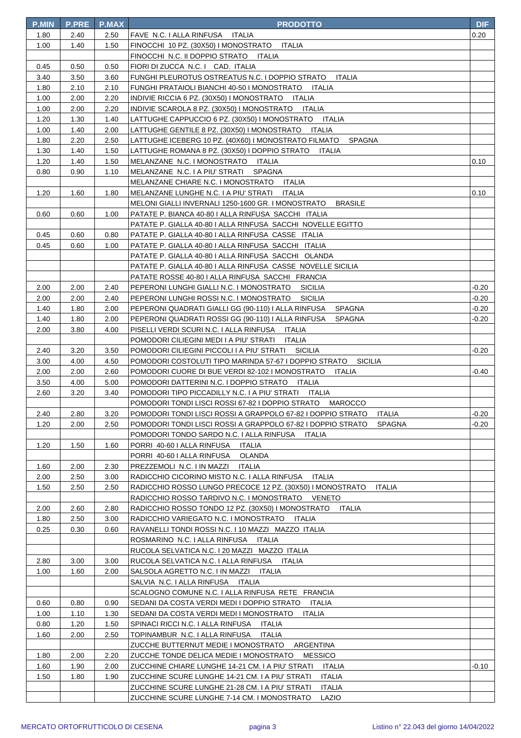| P.MIN | P.PRE | P.MAX | PRODOTTO | DIF |
|---|---|---|---|---|
| 1.80 | 2.40 | 2.50 | FAVE N.C. I ALLA RINFUSA ITALIA | 0.20 |
| 1.00 | 1.40 | 1.50 | FINOCCHI 10 PZ. (30X50) I MONOSTRATO ITALIA | |
| | | | FINOCCHI N.C. II DOPPIO STRATO ITALIA | |
| 0.45 | 0.50 | 0.50 | FIORI DI ZUCCA N.C. I CAD. ITALIA | |
| 3.40 | 3.50 | 3.60 | FUNGHI PLEUROTUS OSTREATUS N.C. I DOPPIO STRATO ITALIA | |
| 1.80 | 2.10 | 2.10 | FUNGHI PRATAIOLI BIANCHI 40-50 I MONOSTRATO ITALIA | |
| 1.00 | 2.00 | 2.20 | INDIVIE RICCIA 6 PZ. (30X50) I MONOSTRATO ITALIA | |
| 1.00 | 2.00 | 2.20 | INDIVIE SCAROLA 8 PZ. (30X50) I MONOSTRATO ITALIA | |
| 1.20 | 1.30 | 1.40 | LATTUGHE CAPPUCCIO 6 PZ. (30X50) I MONOSTRATO ITALIA | |
| 1.00 | 1.40 | 2.00 | LATTUGHE GENTILE 8 PZ. (30X50) I MONOSTRATO ITALIA | |
| 1.80 | 2.20 | 2.50 | LATTUGHE ICEBERG 10 PZ. (40X60) I MONOSTRATO FILMATO SPAGNA | |
| 1.30 | 1.40 | 1.50 | LATTUGHE ROMANA 8 PZ. (30X50) I DOPPIO STRATO ITALIA | |
| 1.20 | 1.40 | 1.50 | MELANZANE N.C. I MONOSTRATO ITALIA | 0.10 |
| 0.80 | 0.90 | 1.10 | MELANZANE N.C. I A PIU' STRATI SPAGNA | |
| | | | MELANZANE CHIARE N.C. I MONOSTRATO ITALIA | |
| 1.20 | 1.60 | 1.80 | MELANZANE LUNGHE N.C. I A PIU' STRATI ITALIA | 0.10 |
| | | | MELONI GIALLI INVERNALI 1250-1600 GR. I MONOSTRATO BRASILE | |
| 0.60 | 0.60 | 1.00 | PATATE P. BIANCA 40-80 I ALLA RINFUSA SACCHI ITALIA | |
| | | | PATATE P. GIALLA 40-80 I ALLA RINFUSA SACCHI NOVELLE EGITTO | |
| 0.45 | 0.60 | 0.80 | PATATE P. GIALLA 40-80 I ALLA RINFUSA CASSE ITALIA | |
| 0.45 | 0.60 | 1.00 | PATATE P. GIALLA 40-80 I ALLA RINFUSA SACCHI ITALIA | |
| | | | PATATE P. GIALLA 40-80 I ALLA RINFUSA SACCHI OLANDA | |
| | | | PATATE P. GIALLA 40-80 I ALLA RINFUSA CASSE NOVELLE SICILIA | |
| | | | PATATE ROSSE 40-80 I ALLA RINFUSA SACCHI FRANCIA | |
| 2.00 | 2.00 | 2.40 | PEPERONI LUNGHI GIALLI N.C. I MONOSTRATO SICILIA | -0.20 |
| 2.00 | 2.00 | 2.40 | PEPERONI LUNGHI ROSSI N.C. I MONOSTRATO SICILIA | -0.20 |
| 1.40 | 1.80 | 2.00 | PEPERONI QUADRATI GIALLI GG (90-110) I ALLA RINFUSA SPAGNA | -0.20 |
| 1.40 | 1.80 | 2.00 | PEPERONI QUADRATI ROSSI GG (90-110) I ALLA RINFUSA SPAGNA | -0.20 |
| 2.00 | 3.80 | 4.00 | PISELLI VERDI SCURI N.C. I ALLA RINFUSA ITALIA | |
| | | | POMODORI CILIEGINI MEDI I A PIU' STRATI ITALIA | |
| 2.40 | 3.20 | 3.50 | POMODORI CILIEGINI PICCOLI I A PIU' STRATI SICILIA | -0.20 |
| 3.00 | 4.00 | 4.50 | POMODORI COSTOLUTI TIPO MARINDA 57-67 I DOPPIO STRATO SICILIA | |
| 2.00 | 2.00 | 2.60 | POMODORI CUORE DI BUE VERDI 82-102 I MONOSTRATO ITALIA | -0.40 |
| 3.50 | 4.00 | 5.00 | POMODORI DATTERINI N.C. I DOPPIO STRATO ITALIA | |
| 2.60 | 3.20 | 3.40 | POMODORI TIPO PICCADILLY N.C. I A PIU' STRATI ITALIA | |
| | | | POMODORI TONDI LISCI ROSSI 67-82 I DOPPIO STRATO MAROCCO | |
| 2.40 | 2.80 | 3.20 | POMODORI TONDI LISCI ROSSI A GRAPPOLO 67-82 I DOPPIO STRATO ITALIA | -0.20 |
| 1.20 | 2.00 | 2.50 | POMODORI TONDI LISCI ROSSI A GRAPPOLO 67-82 I DOPPIO STRATO SPAGNA | -0.20 |
| | | | POMODORI TONDO SARDO N.C. I ALLA RINFUSA ITALIA | |
| 1.20 | 1.50 | 1.60 | PORRI 40-60 I ALLA RINFUSA ITALIA | |
| | | | PORRI 40-60 I ALLA RINFUSA OLANDA | |
| 1.60 | 2.00 | 2.30 | PREZZEMOLI N.C. I IN MAZZI ITALIA | |
| 2.00 | 2.50 | 3.00 | RADICCHIO CICORINO MISTO N.C. I ALLA RINFUSA ITALIA | |
| 1.50 | 2.50 | 2.50 | RADICCHIO ROSSO LUNGO PRECOCE 12 PZ. (30X50) I MONOSTRATO ITALIA | |
| | | | RADICCHIO ROSSO TARDIVO N.C. I MONOSTRATO VENETO | |
| 2.00 | 2.60 | 2.80 | RADICCHIO ROSSO TONDO 12 PZ. (30X50) I MONOSTRATO ITALIA | |
| 1.80 | 2.50 | 3.00 | RADICCHIO VARIEGATO N.C. I MONOSTRATO ITALIA | |
| 0.25 | 0.30 | 0.60 | RAVANELLI TONDI ROSSI N.C. I 10 MAZZI MAZZO ITALIA | |
| | | | ROSMARINO N.C. I ALLA RINFUSA ITALIA | |
| | | | RUCOLA SELVATICA N.C. I 20 MAZZI MAZZO ITALIA | |
| 2.80 | 3.00 | 3.00 | RUCOLA SELVATICA N.C. I ALLA RINFUSA ITALIA | |
| 1.00 | 1.60 | 2.00 | SALSOLA AGRETTO N.C. I IN MAZZI ITALIA | |
| | | | SALVIA N.C. I ALLA RINFUSA ITALIA | |
| | | | SCALOGNO COMUNE N.C. I ALLA RINFUSA RETE FRANCIA | |
| 0.60 | 0.80 | 0.90 | SEDANI DA COSTA VERDI MEDI I DOPPIO STRATO ITALIA | |
| 1.00 | 1.10 | 1.30 | SEDANI DA COSTA VERDI MEDI I MONOSTRATO ITALIA | |
| 0.80 | 1.20 | 1.50 | SPINACI RICCI N.C. I ALLA RINFUSA ITALIA | |
| 1.60 | 2.00 | 2.50 | TOPINAMBUR N.C. I ALLA RINFUSA ITALIA | |
| | | | ZUCCHE BUTTERNUT MEDIE I MONOSTRATO ARGENTINA | |
| 1.80 | 2.00 | 2.20 | ZUCCHE TONDE DELICA MEDIE I MONOSTRATO MESSICO | |
| 1.60 | 1.90 | 2.00 | ZUCCHINE CHIARE LUNGHE 14-21 CM. I A PIU' STRATI ITALIA | -0.10 |
| 1.50 | 1.80 | 1.90 | ZUCCHINE SCURE LUNGHE 14-21 CM. I A PIU' STRATI ITALIA | |
| | | | ZUCCHINE SCURE LUNGHE 21-28 CM. I A PIU' STRATI ITALIA | |
| | | | ZUCCHINE SCURE LUNGHE 7-14 CM. I MONOSTRATO LAZIO | |

MERCATO ORTOFRUTTICOLO DI CESENA — Listino n° 22.043 del giorno 14/04/2022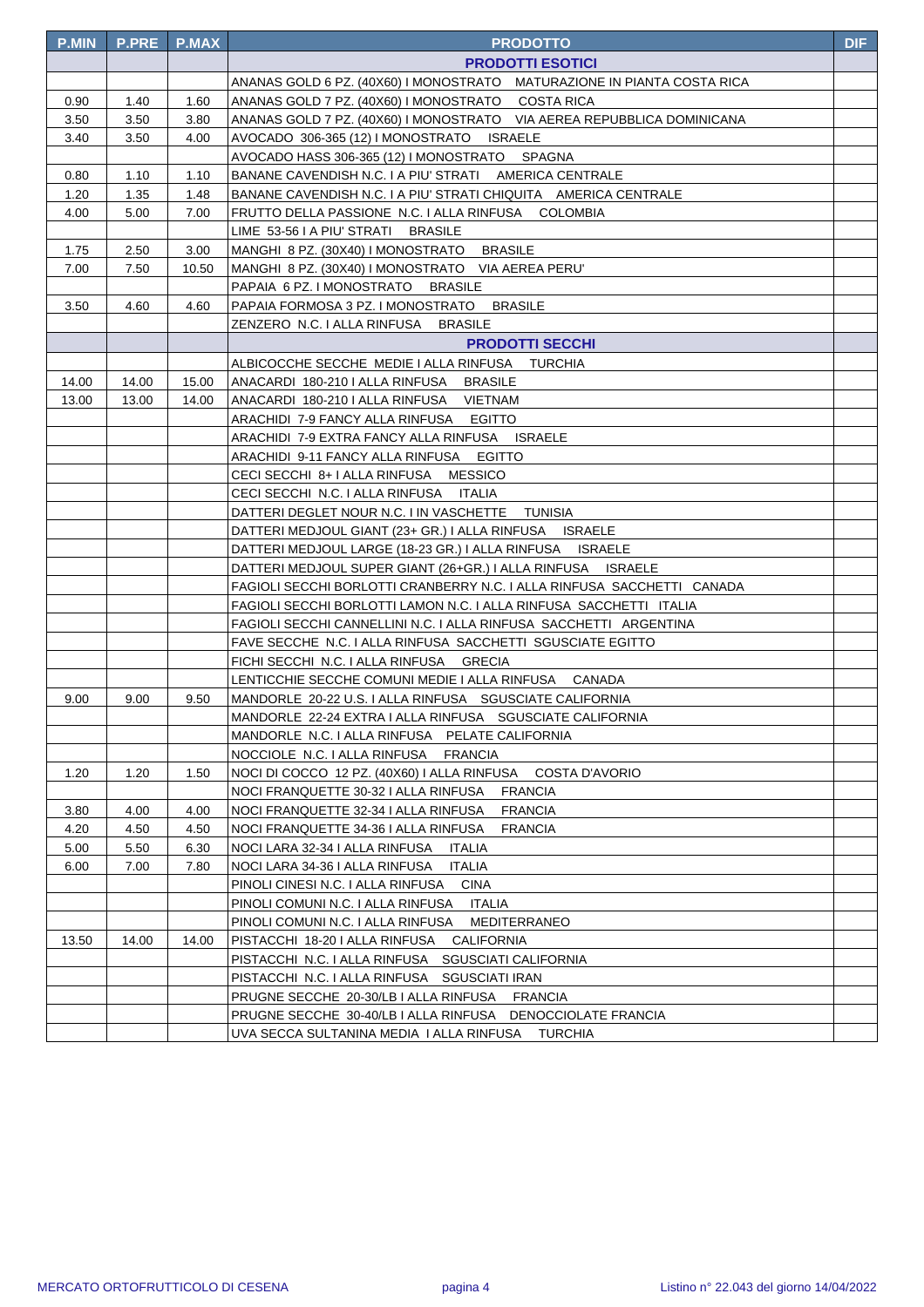| P.MIN | P.PRE | P.MAX | PRODOTTO | DIF |
|---|---|---|---|---|
| | | | **PRODOTTI ESOTICI** | |
| | | | ANANAS GOLD 6 PZ. (40X60) I MONOSTRATO MATURAZIONE IN PIANTA COSTA RICA | |
| 0.90 | 1.40 | 1.60 | ANANAS GOLD 7 PZ. (40X60) I MONOSTRATO COSTA RICA | |
| 3.50 | 3.50 | 3.80 | ANANAS GOLD 7 PZ. (40X60) I MONOSTRATO VIA AEREA REPUBBLICA DOMINICANA | |
| 3.40 | 3.50 | 4.00 | AVOCADO 306-365 (12) I MONOSTRATO ISRAELE | |
| | | | AVOCADO HASS 306-365 (12) I MONOSTRATO SPAGNA | |
| 0.80 | 1.10 | 1.10 | BANANE CAVENDISH N.C. I A PIU' STRATI AMERICA CENTRALE | |
| 1.20 | 1.35 | 1.48 | BANANE CAVENDISH N.C. I A PIU' STRATI CHIQUITA AMERICA CENTRALE | |
| 4.00 | 5.00 | 7.00 | FRUTTO DELLA PASSIONE N.C. I ALLA RINFUSA COLOMBIA | |
| | | | LIME 53-56 I A PIU' STRATI BRASILE | |
| 1.75 | 2.50 | 3.00 | MANGHI 8 PZ. (30X40) I MONOSTRATO BRASILE | |
| 7.00 | 7.50 | 10.50 | MANGHI 8 PZ. (30X40) I MONOSTRATO VIA AEREA PERU' | |
| | | | PAPAIA 6 PZ. I MONOSTRATO BRASILE | |
| 3.50 | 4.60 | 4.60 | PAPAIA FORMOSA 3 PZ. I MONOSTRATO BRASILE | |
| | | | ZENZERO N.C. I ALLA RINFUSA BRASILE | |
| | | | **PRODOTTI SECCHI** | |
| | | | ALBICOCCHE SECCHE MEDIE I ALLA RINFUSA TURCHIA | |
| 14.00 | 14.00 | 15.00 | ANACARDI 180-210 I ALLA RINFUSA BRASILE | |
| 13.00 | 13.00 | 14.00 | ANACARDI 180-210 I ALLA RINFUSA VIETNAM | |
| | | | ARACHIDI 7-9 FANCY ALLA RINFUSA EGITTO | |
| | | | ARACHIDI 7-9 EXTRA FANCY ALLA RINFUSA ISRAELE | |
| | | | ARACHIDI 9-11 FANCY ALLA RINFUSA EGITTO | |
| | | | CECI SECCHI 8+ I ALLA RINFUSA MESSICO | |
| | | | CECI SECCHI N.C. I ALLA RINFUSA ITALIA | |
| | | | DATTERI DEGLET NOUR N.C. I IN VASCHETTE TUNISIA | |
| | | | DATTERI MEDJOUL GIANT (23+ GR.) I ALLA RINFUSA ISRAELE | |
| | | | DATTERI MEDJOUL LARGE (18-23 GR.) I ALLA RINFUSA ISRAELE | |
| | | | DATTERI MEDJOUL SUPER GIANT (26+GR.) I ALLA RINFUSA ISRAELE | |
| | | | FAGIOLI SECCHI BORLOTTI CRANBERRY N.C. I ALLA RINFUSA SACCHETTI CANADA | |
| | | | FAGIOLI SECCHI BORLOTTI LAMON N.C. I ALLA RINFUSA SACCHETTI ITALIA | |
| | | | FAGIOLI SECCHI CANNELLINI N.C. I ALLA RINFUSA SACCHETTI ARGENTINA | |
| | | | FAVE SECCHE N.C. I ALLA RINFUSA SACCHETTI SGUSCIATE EGITTO | |
| | | | FICHI SECCHI N.C. I ALLA RINFUSA GRECIA | |
| | | | LENTICCHIE SECCHE COMUNI MEDIE I ALLA RINFUSA CANADA | |
| 9.00 | 9.00 | 9.50 | MANDORLE 20-22 U.S. I ALLA RINFUSA SGUSCIATE CALIFORNIA | |
| | | | MANDORLE 22-24 EXTRA I ALLA RINFUSA SGUSCIATE CALIFORNIA | |
| | | | MANDORLE N.C. I ALLA RINFUSA PELATE CALIFORNIA | |
| | | | NOCCIOLE N.C. I ALLA RINFUSA FRANCIA | |
| 1.20 | 1.20 | 1.50 | NOCI DI COCCO 12 PZ. (40X60) I ALLA RINFUSA COSTA D'AVORIO | |
| | | | NOCI FRANQUETTE 30-32 I ALLA RINFUSA FRANCIA | |
| 3.80 | 4.00 | 4.00 | NOCI FRANQUETTE 32-34 I ALLA RINFUSA FRANCIA | |
| 4.20 | 4.50 | 4.50 | NOCI FRANQUETTE 34-36 I ALLA RINFUSA FRANCIA | |
| 5.00 | 5.50 | 6.30 | NOCI LARA 32-34 I ALLA RINFUSA ITALIA | |
| 6.00 | 7.00 | 7.80 | NOCI LARA 34-36 I ALLA RINFUSA ITALIA | |
| | | | PINOLI CINESI N.C. I ALLA RINFUSA CINA | |
| | | | PINOLI COMUNI N.C. I ALLA RINFUSA ITALIA | |
| | | | PINOLI COMUNI N.C. I ALLA RINFUSA MEDITERRANEO | |
| 13.50 | 14.00 | 14.00 | PISTACCHI 18-20 I ALLA RINFUSA CALIFORNIA | |
| | | | PISTACCHI N.C. I ALLA RINFUSA SGUSCIATI CALIFORNIA | |
| | | | PISTACCHI N.C. I ALLA RINFUSA SGUSCIATI IRAN | |
| | | | PRUGNE SECCHE 20-30/LB I ALLA RINFUSA FRANCIA | |
| | | | PRUGNE SECCHE 30-40/LB I ALLA RINFUSA DENOCCIOLATE FRANCIA | |
| | | | UVA SECCA SULTANINA MEDIA I ALLA RINFUSA TURCHIA | |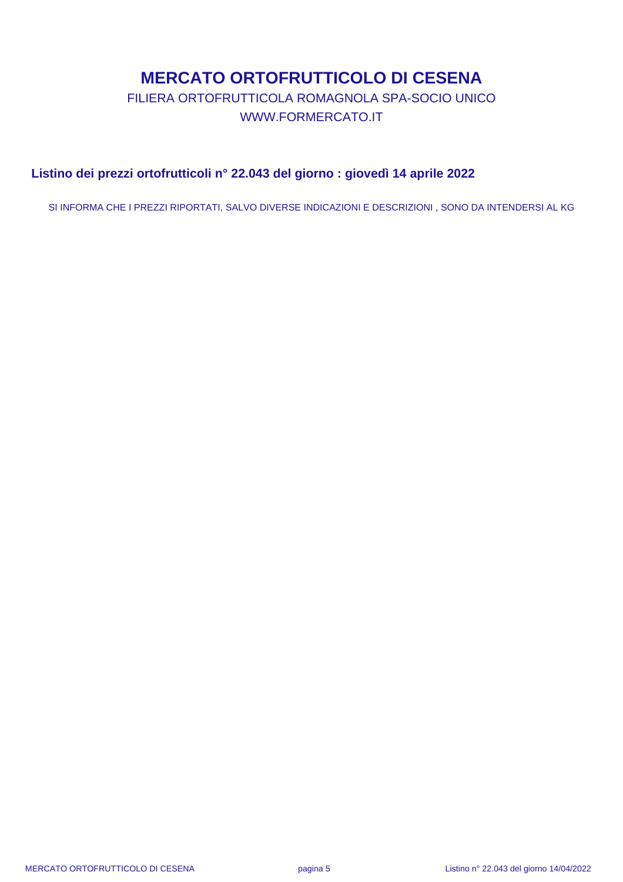# MERCATO ORTOFRUTTICOLO DI CESENA

FILIERA ORTOFRUTTICOLA ROMAGNOLA SPA-SOCIO UNICO

WWW.FORMERCATO.IT

## Listino dei prezzi ortofrutticoli n° 22.043 del giorno : giovedì 14 aprile 2022

SI INFORMA CHE I PREZZI RIPORTATI, SALVO DIVERSE INDICAZIONI E DESCRIZIONI , SONO DA INTENDERSI AL KG